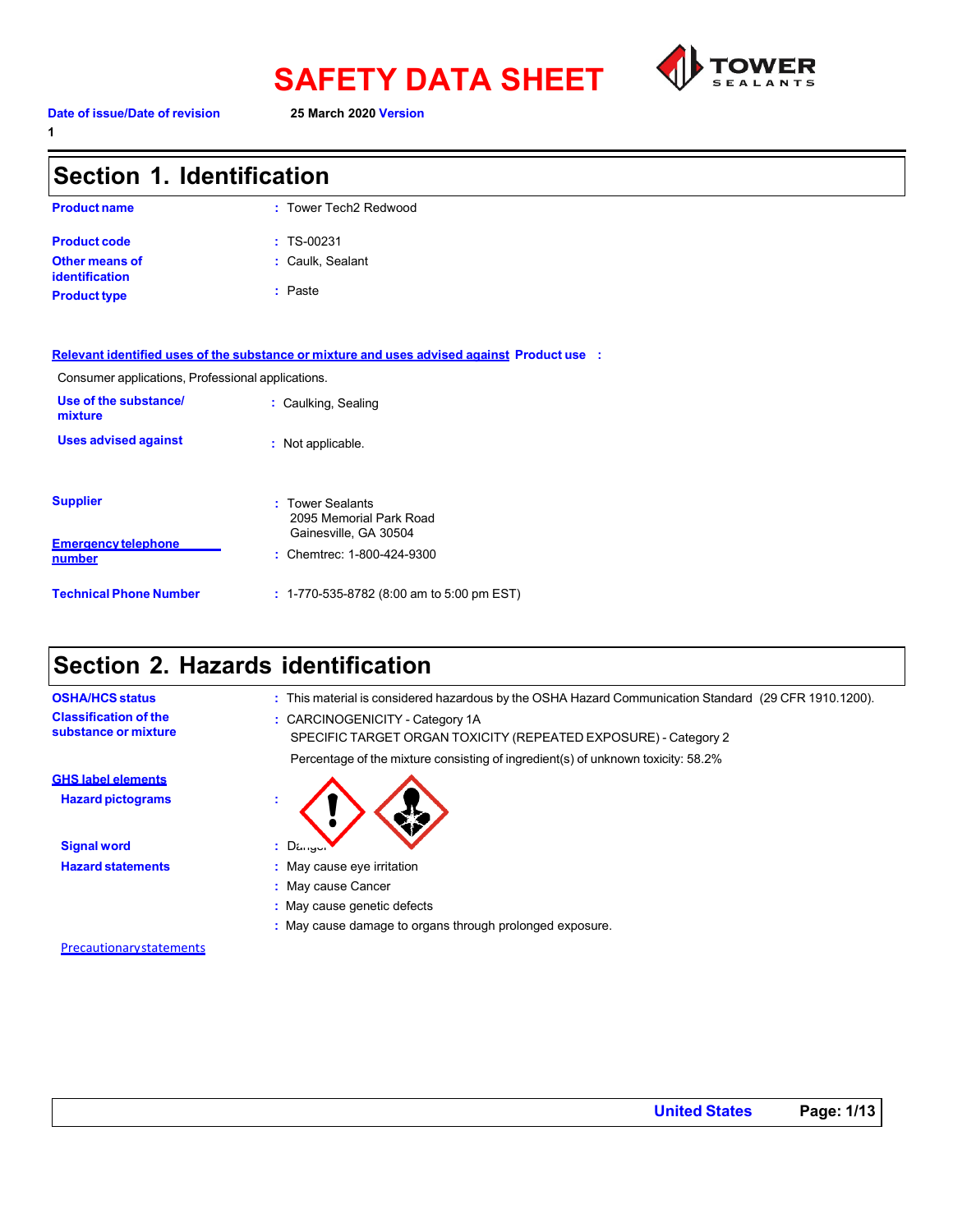# SAFETY DATA SHEET

**Date of issue/Date of revision** **25 March 2020** **Version** **1**

## Section 1. Identification

| | |
|---|---|
| **Product name** | : Tower Tech2 Redwood |
| **Product code** | : TS-00231 |
| **Other means of identification** | : Caulk, Sealant |
| **Product type** | : Paste |

**Relevant identified uses of the substance or mixture and uses advised against** **Product use** :

Consumer applications, Professional applications.

| | |
|---|---|
| **Use of the substance/ mixture** | : Caulking, Sealing |
| **Uses advised against** | : Not applicable. |

| | |
|---|---|
| **Supplier** | : Tower Sealants<br>2095 Memorial Park Road<br>Gainesville, GA 30504 |
| **Emergency telephone number** | : Chemtrec: 1-800-424-9300 |
| **Technical Phone Number** | : 1-770-535-8782 (8:00 am to 5:00 pm EST) |

## Section 2. Hazards identification

| | |
|---|---|
| **OSHA/HCS status** | : This material is considered hazardous by the OSHA Hazard Communication Standard (29 CFR 1910.1200). |
| **Classification of the substance or mixture** | : CARCINOGENICITY - Category 1A<br>SPECIFIC TARGET ORGAN TOXICITY (REPEATED EXPOSURE) - Category 2<br>Percentage of the mixture consisting of ingredient(s) of unknown toxicity: 58.2% |

**GHS label elements**

| | |
|---|---|
| **Hazard pictograms** | : |
| **Signal word** | : Danger |
| **Hazard statements** | : May cause eye irritation<br>: May cause Cancer<br>: May cause genetic defects<br>: May cause damage to organs through prolonged exposure. |

**Precautionary statements**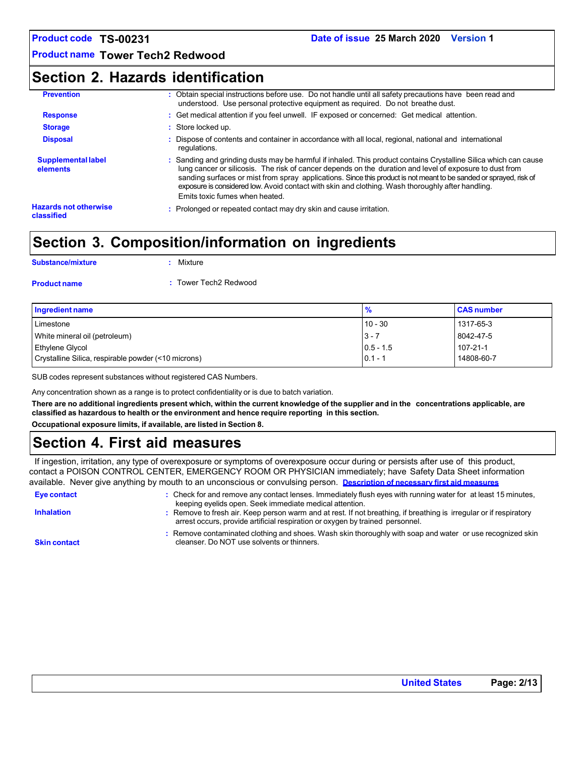## Section 2. Hazards identification

| | |
|---|---|
| **Prevention** | : Obtain special instructions before use. Do not handle until all safety precautions have been read and understood. Use personal protective equipment as required. Do not breathe dust. |
| **Response** | : Get medical attention if you feel unwell. IF exposed or concerned: Get medical attention. |
| **Storage** | : Store locked up. |
| **Disposal** | : Dispose of contents and container in accordance with all local, regional, national and international regulations. |
| **Supplemental label elements** | : Sanding and grinding dusts may be harmful if inhaled. This product contains Crystalline Silica which can cause lung cancer or silicosis. The risk of cancer depends on the duration and level of exposure to dust from sanding surfaces or mist from spray applications. Since this product is not meant to be sanded or sprayed, risk of exposure is considered low. Avoid contact with skin and clothing. Wash thoroughly after handling. Emits toxic fumes when heated. |
| **Hazards not otherwise classified** | : Prolonged or repeated contact may dry skin and cause irritation. |

## Section 3. Composition/information on ingredients

**Substance/mixture** : Mixture

**Product name** : Tower Tech2 Redwood

| Ingredient name | % | CAS number |
|---|---|---|
| Limestone | 10 - 30 | 1317-65-3 |
| White mineral oil (petroleum) | 3 - 7 | 8042-47-5 |
| Ethylene Glycol | 0.5 - 1.5 | 107-21-1 |
| Crystalline Silica, respirable powder (<10 microns) | 0.1 - 1 | 14808-60-7 |

SUB codes represent substances without registered CAS Numbers.

Any concentration shown as a range is to protect confidentiality or is due to batch variation.

**There are no additional ingredients present which, within the current knowledge of the supplier and in the concentrations applicable, are classified as hazardous to health or the environment and hence require reporting in this section.**

**Occupational exposure limits, if available, are listed in Section 8.**

## Section 4. First aid measures

If ingestion, irritation, any type of overexposure or symptoms of overexposure occur during or persists after use of this product, contact a POISON CONTROL CENTER, EMERGENCY ROOM OR PHYSICIAN immediately; have Safety Data Sheet information available. Never give anything by mouth to an unconscious or convulsing person. **Description of necessary first aid measures**

| | |
|---|---|
| **Eye contact** | : Check for and remove any contact lenses. Immediately flush eyes with running water for at least 15 minutes, keeping eyelids open. Seek immediate medical attention. |
| **Inhalation** | : Remove to fresh air. Keep person warm and at rest. If not breathing, if breathing is irregular or if respiratory arrest occurs, provide artificial respiration or oxygen by trained personnel. |
| **Skin contact** | : Remove contaminated clothing and shoes. Wash skin thoroughly with soap and water or use recognized skin cleanser. Do NOT use solvents or thinners. |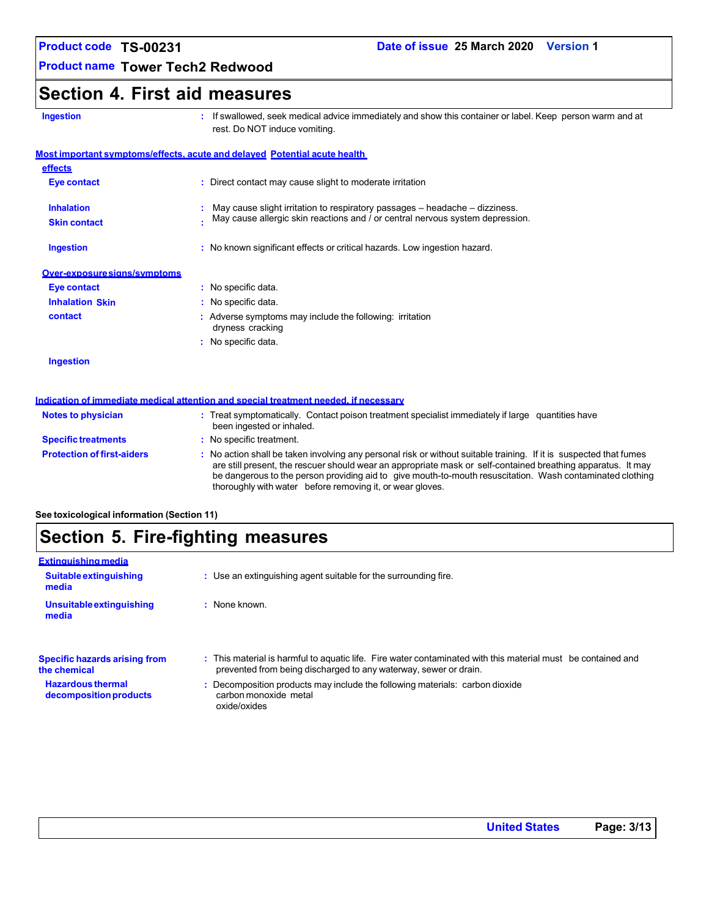## Section 4. First aid measures

**Ingestion** : If swallowed, seek medical advice immediately and show this container or label. Keep person warm and at rest. Do NOT induce vomiting.

### Most important symptoms/effects, acute and delayed

#### Potential acute health effects

**Eye contact** : Direct contact may cause slight to moderate irritation

**Inhalation** : May cause slight irritation to respiratory passages – headache – dizziness.

**Skin contact** : May cause allergic skin reactions and / or central nervous system depression.

**Ingestion** : No known significant effects or critical hazards. Low ingestion hazard.

#### Over-exposure signs/symptoms

**Eye contact** : No specific data.

**Inhalation** : No specific data.

**Skin contact** : Adverse symptoms may include the following: irritation dryness cracking

**Ingestion** : No specific data.

### Indication of immediate medical attention and special treatment needed, if necessary

**Notes to physician** : Treat symptomatically. Contact poison treatment specialist immediately if large quantities have been ingested or inhaled.

**Specific treatments** : No specific treatment.

**Protection of first-aiders** : No action shall be taken involving any personal risk or without suitable training. If it is suspected that fumes are still present, the rescuer should wear an appropriate mask or self-contained breathing apparatus. It may be dangerous to the person providing aid to give mouth-to-mouth resuscitation. Wash contaminated clothing thoroughly with water before removing it, or wear gloves.

**See toxicological information (Section 11)**

## Section 5. Fire-fighting measures

### Extinguishing media

**Suitable extinguishing media** : Use an extinguishing agent suitable for the surrounding fire.

**Unsuitable extinguishing media** : None known.

**Specific hazards arising from the chemical** : This material is harmful to aquatic life. Fire water contaminated with this material must be contained and prevented from being discharged to any waterway, sewer or drain.

**Hazardous thermal decomposition products** : Decomposition products may include the following materials: carbon dioxide carbon monoxide metal oxide/oxides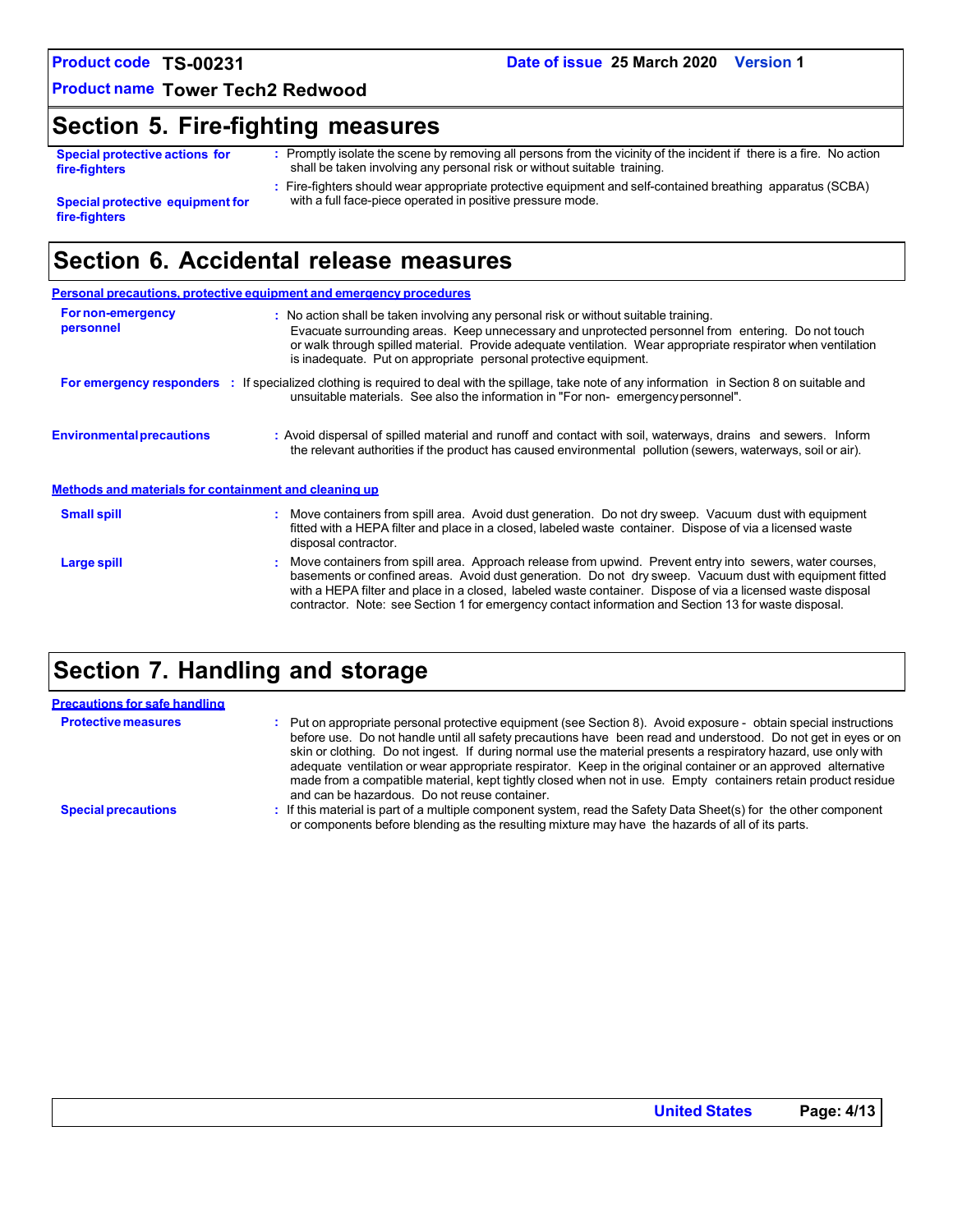## Section 5. Fire-fighting measures

**Special protective actions for fire-fighters** : Promptly isolate the scene by removing all persons from the vicinity of the incident if there is a fire. No action shall be taken involving any personal risk or without suitable training.

**Special protective equipment for fire-fighters** : Fire-fighters should wear appropriate protective equipment and self-contained breathing apparatus (SCBA) with a full face-piece operated in positive pressure mode.

## Section 6. Accidental release measures

### Personal precautions, protective equipment and emergency procedures

**For non-emergency personnel** : No action shall be taken involving any personal risk or without suitable training. Evacuate surrounding areas. Keep unnecessary and unprotected personnel from entering. Do not touch or walk through spilled material. Provide adequate ventilation. Wear appropriate respirator when ventilation is inadequate. Put on appropriate personal protective equipment.

**For emergency responders** : If specialized clothing is required to deal with the spillage, take note of any information in Section 8 on suitable and unsuitable materials. See also the information in "For non- emergency personnel".

**Environmental precautions** : Avoid dispersal of spilled material and runoff and contact with soil, waterways, drains and sewers. Inform the relevant authorities if the product has caused environmental pollution (sewers, waterways, soil or air).

### Methods and materials for containment and cleaning up

**Small spill** : Move containers from spill area. Avoid dust generation. Do not dry sweep. Vacuum dust with equipment fitted with a HEPA filter and place in a closed, labeled waste container. Dispose of via a licensed waste disposal contractor.

**Large spill** : Move containers from spill area. Approach release from upwind. Prevent entry into sewers, water courses, basements or confined areas. Avoid dust generation. Do not dry sweep. Vacuum dust with equipment fitted with a HEPA filter and place in a closed, labeled waste container. Dispose of via a licensed waste disposal contractor. Note: see Section 1 for emergency contact information and Section 13 for waste disposal.

## Section 7. Handling and storage

### Precautions for safe handling

**Protective measures** : Put on appropriate personal protective equipment (see Section 8). Avoid exposure - obtain special instructions before use. Do not handle until all safety precautions have been read and understood. Do not get in eyes or on skin or clothing. Do not ingest. If during normal use the material presents a respiratory hazard, use only with adequate ventilation or wear appropriate respirator. Keep in the original container or an approved alternative made from a compatible material, kept tightly closed when not in use. Empty containers retain product residue and can be hazardous. Do not reuse container.

**Special precautions** : If this material is part of a multiple component system, read the Safety Data Sheet(s) for the other component or components before blending as the resulting mixture may have the hazards of all of its parts.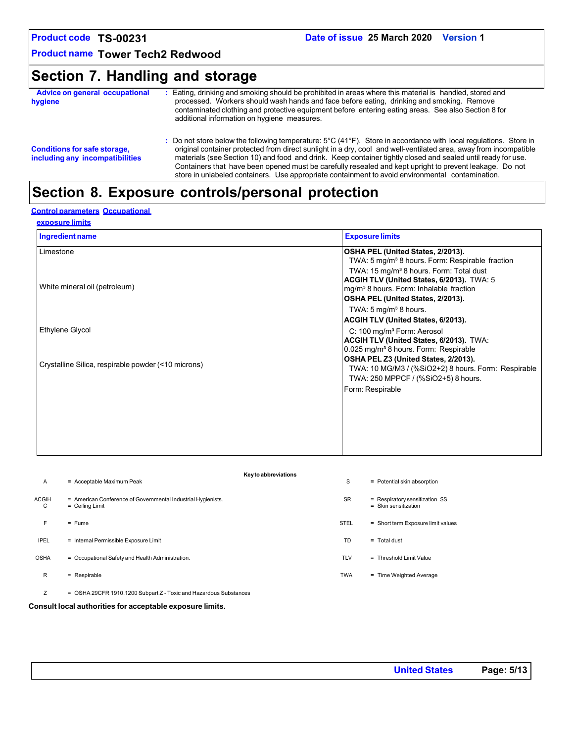## Section 7. Handling and storage

**Advice on general occupational hygiene** : Eating, drinking and smoking should be prohibited in areas where this material is handled, stored and processed. Workers should wash hands and face before eating, drinking and smoking. Remove contaminated clothing and protective equipment before entering eating areas. See also Section 8 for additional information on hygiene measures.

**Conditions for safe storage, including any incompatibilities** : Do not store below the following temperature: 5°C (41°F). Store in accordance with local regulations. Store in original container protected from direct sunlight in a dry, cool and well-ventilated area, away from incompatible materials (see Section 10) and food and drink. Keep container tightly closed and sealed until ready for use. Containers that have been opened must be carefully resealed and kept upright to prevent leakage. Do not store in unlabeled containers. Use appropriate containment to avoid environmental contamination.

## Section 8. Exposure controls/personal protection

**Control parameters Occupational exposure limits**

| Ingredient name | Exposure limits |
|---|---|
| Limestone | **OSHA PEL (United States, 2/2013).** TWA: 5 mg/m³ 8 hours. Form: Respirable fraction TWA: 15 mg/m³ 8 hours. Form: Total dust **ACGIH TLV (United States, 6/2013).** TWA: 5 mg/m³ 8 hours. Form: Inhalable fraction |
| White mineral oil (petroleum) | **OSHA PEL (United States, 2/2013).** TWA: 5 mg/m³ 8 hours. **ACGIH TLV (United States, 6/2013).** C: 100 mg/m³ Form: Aerosol |
| Ethylene Glycol | **ACGIH TLV (United States, 6/2013).** TWA: 0.025 mg/m³ 8 hours. Form: Respirable |
| Crystalline Silica, respirable powder (<10 microns) | **OSHA PEL Z3 (United States, 2/2013).** TWA: 10 MG/M3 / (%SiO2+2) 8 hours. Form: Respirable TWA: 250 MPPCF / (%SiO2+5) 8 hours. Form: Respirable |

**Key to abbreviations**

| | | | |
|---|---|---|---|
| A | = Acceptable Maximum Peak | S | = Potential skin absorption |
| ACGIH | = American Conference of Governmental Industrial Hygienists. | SR | = Respiratory sensitization |
| C | = Ceiling Limit | SS | = Skin sensitization |
| F | = Fume | STEL | = Short term Exposure limit values |
| IPEL | = Internal Permissible Exposure Limit | TD | = Total dust |
| OSHA | = Occupational Safety and Health Administration. | TLV | = Threshold Limit Value |
| R | = Respirable | TWA | = Time Weighted Average |
| Z | = OSHA 29CFR 1910.1200 Subpart Z - Toxic and Hazardous Substances | | |

**Consult local authorities for acceptable exposure limits.**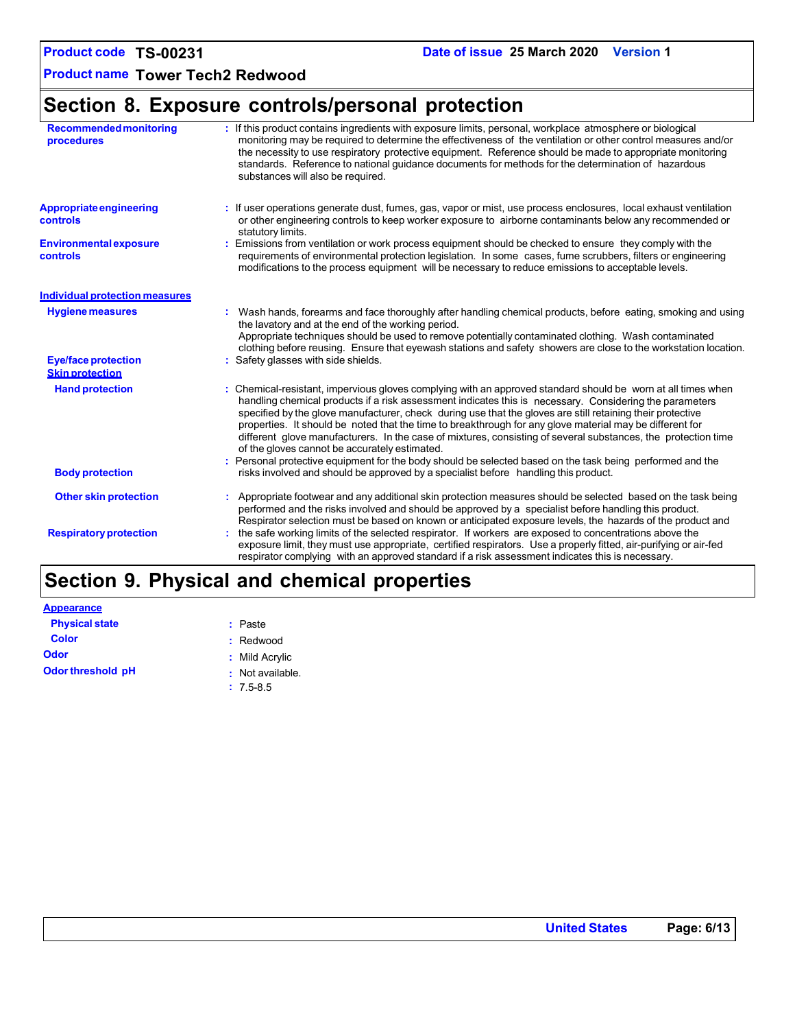## Section 8. Exposure controls/personal protection

**Recommended monitoring procedures** : If this product contains ingredients with exposure limits, personal, workplace atmosphere or biological monitoring may be required to determine the effectiveness of the ventilation or other control measures and/or the necessity to use respiratory protective equipment. Reference should be made to appropriate monitoring standards. Reference to national guidance documents for methods for the determination of hazardous substances will also be required.

**Appropriate engineering controls** : If user operations generate dust, fumes, gas, vapor or mist, use process enclosures, local exhaust ventilation or other engineering controls to keep worker exposure to airborne contaminants below any recommended or statutory limits.

**Environmental exposure controls** : Emissions from ventilation or work process equipment should be checked to ensure they comply with the requirements of environmental protection legislation. In some cases, fume scrubbers, filters or engineering modifications to the process equipment will be necessary to reduce emissions to acceptable levels.

### Individual protection measures

**Hygiene measures** : Wash hands, forearms and face thoroughly after handling chemical products, before eating, smoking and using the lavatory and at the end of the working period. Appropriate techniques should be used to remove potentially contaminated clothing. Wash contaminated clothing before reusing. Ensure that eyewash stations and safety showers are close to the workstation location.

**Eye/face protection** : Safety glasses with side shields.

**Skin protection**

**Hand protection** : Chemical-resistant, impervious gloves complying with an approved standard should be worn at all times when handling chemical products if a risk assessment indicates this is necessary. Considering the parameters specified by the glove manufacturer, check during use that the gloves are still retaining their protective properties. It should be noted that the time to breakthrough for any glove material may be different for different glove manufacturers. In the case of mixtures, consisting of several substances, the protection time of the gloves cannot be accurately estimated.

**Body protection** : Personal protective equipment for the body should be selected based on the task being performed and the risks involved and should be approved by a specialist before handling this product.

**Other skin protection** : Appropriate footwear and any additional skin protection measures should be selected based on the task being performed and the risks involved and should be approved by a specialist before handling this product.

**Respiratory protection** : Respirator selection must be based on known or anticipated exposure levels, the hazards of the product and the safe working limits of the selected respirator. If workers are exposed to concentrations above the exposure limit, they must use appropriate, certified respirators. Use a properly fitted, air-purifying or air-fed respirator complying with an approved standard if a risk assessment indicates this is necessary.

## Section 9. Physical and chemical properties

### Appearance

**Physical state** : Paste

**Color** : Redwood

**Odor** : Mild Acrylic

**Odor threshold** : Not available.

**pH** : 7.5-8.5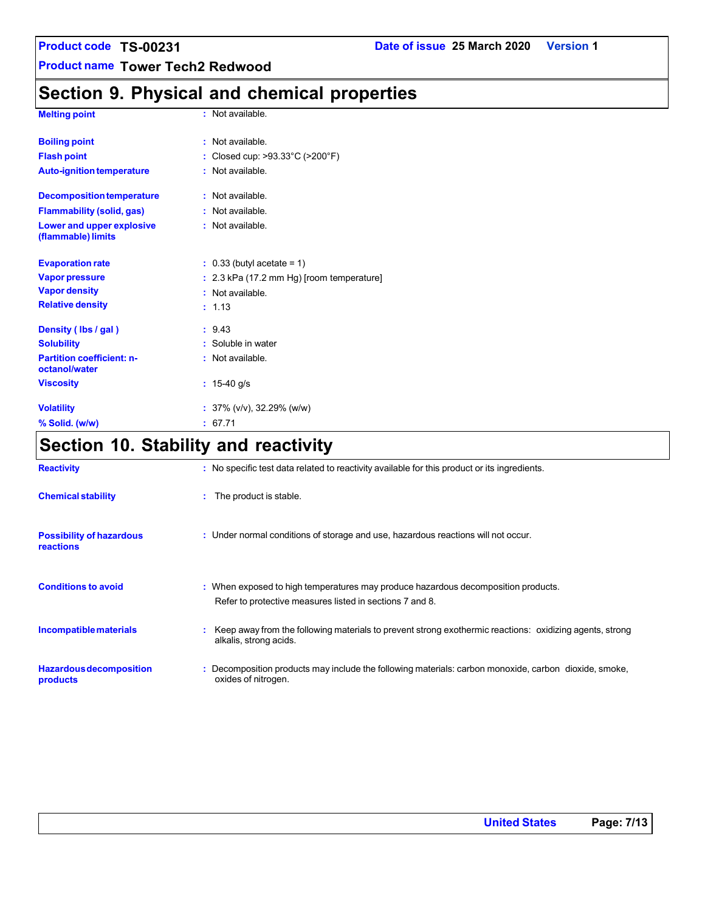## Section 9. Physical and chemical properties

| Property | Value |
|---|---|
| **Melting point** | : Not available. |
| **Boiling point** | : Not available. |
| **Flash point** | : Closed cup: >93.33°C (>200°F) |
| **Auto-ignition temperature** | : Not available. |
| **Decomposition temperature** | : Not available. |
| **Flammability (solid, gas)** | : Not available. |
| **Lower and upper explosive (flammable) limits** | : Not available. |
| **Evaporation rate** | : 0.33 (butyl acetate = 1) |
| **Vapor pressure** | : 2.3 kPa (17.2 mm Hg) [room temperature] |
| **Vapor density** | : Not available. |
| **Relative density** | : 1.13 |
| **Density ( lbs / gal )** | : 9.43 |
| **Solubility** | : Soluble in water |
| **Partition coefficient: n-octanol/water** | : Not available. |
| **Viscosity** | : 15-40 g/s |
| **Volatility** | : 37% (v/v), 32.29% (w/w) |
| **% Solid. (w/w)** | : 67.71 |

## Section 10. Stability and reactivity

**Reactivity** : No specific test data related to reactivity available for this product or its ingredients.

**Chemical stability** : The product is stable.

**Possibility of hazardous reactions** : Under normal conditions of storage and use, hazardous reactions will not occur.

**Conditions to avoid** : When exposed to high temperatures may produce hazardous decomposition products.
Refer to protective measures listed in sections 7 and 8.

**Incompatible materials** : Keep away from the following materials to prevent strong exothermic reactions: oxidizing agents, strong alkalis, strong acids.

**Hazardous decomposition products** : Decomposition products may include the following materials: carbon monoxide, carbon dioxide, smoke, oxides of nitrogen.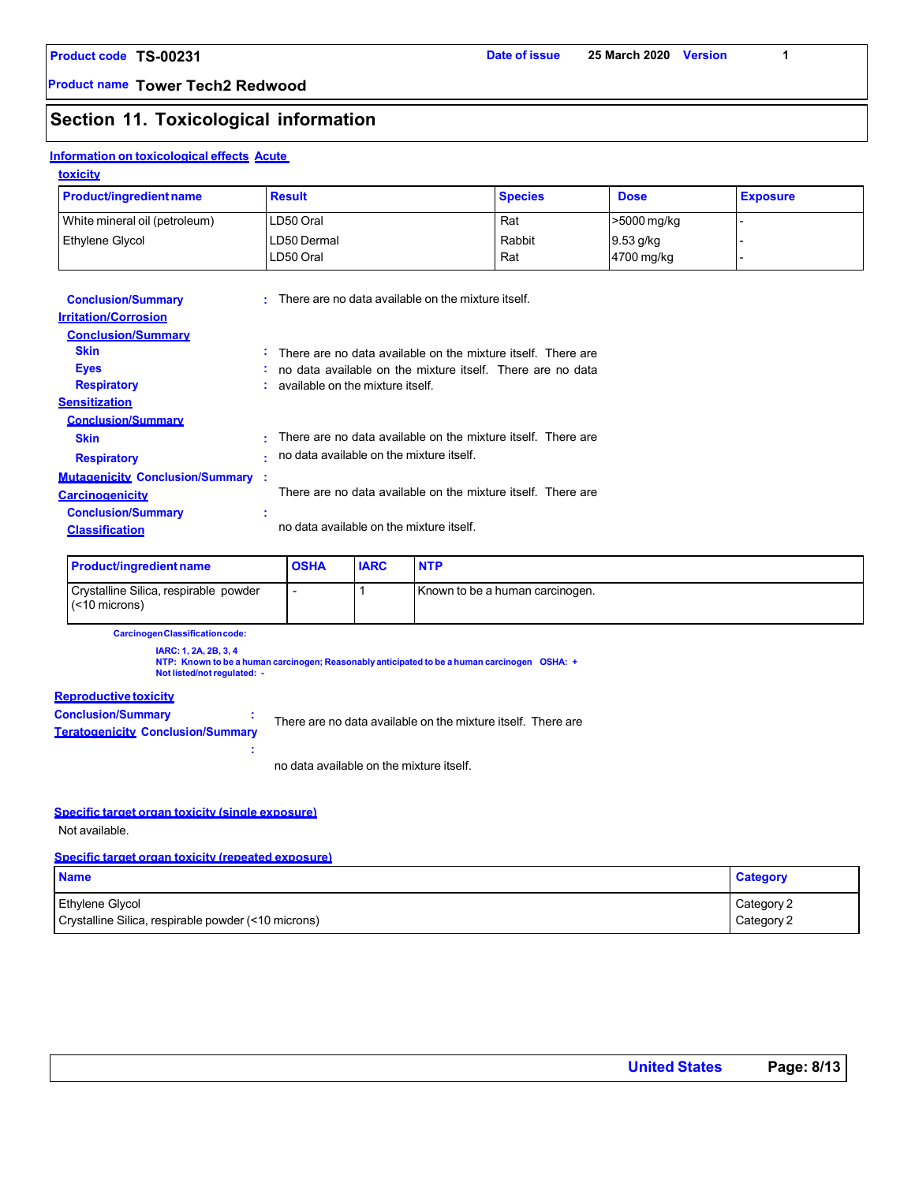Product code **TS-00231** Date of issue **25 March 2020** Version **1**

Product name **Tower Tech2 Redwood**

## Section 11. Toxicological information

### Information on toxicological effects

**Acute toxicity**

| Product/ingredient name | Result | Species | Dose | Exposure |
|---|---|---|---|---|
| White mineral oil (petroleum) | LD50 Oral | Rat | >5000 mg/kg | - |
| Ethylene Glycol | LD50 Dermal | Rabbit | 9.53 g/kg | - |
| | LD50 Oral | Rat | 4700 mg/kg | - |

**Conclusion/Summary** : There are no data available on the mixture itself.

**Irritation/Corrosion**

**Conclusion/Summary**

- **Skin** : There are no data available on the mixture itself.
- **Eyes** : There are no data available on the mixture itself.
- **Respiratory** : There are no data available on the mixture itself.

**Sensitization**

**Conclusion/Summary**

- **Skin** : There are no data available on the mixture itself.
- **Respiratory** : There are no data available on the mixture itself.

**Mutagenicity Conclusion/Summary** : There are no data available on the mixture itself.

**Carcinogenicity**

**Conclusion/Summary** : There are no data available on the mixture itself.

**Classification**

| Product/ingredient name | OSHA | IARC | NTP |
|---|---|---|---|
| Crystalline Silica, respirable powder (<10 microns) | - | 1 | Known to be a human carcinogen. |

Carcinogen Classification code:

IARC: 1, 2A, 2B, 3, 4
NTP: Known to be a human carcinogen; Reasonably anticipated to be a human carcinogen OSHA: +
Not listed/not regulated: -

**Reproductive toxicity**

**Conclusion/Summary** : There are no data available on the mixture itself.

**Teratogenicity Conclusion/Summary** : There are no data available on the mixture itself.

**Specific target organ toxicity (single exposure)**

Not available.

**Specific target organ toxicity (repeated exposure)**

| Name | Category |
|---|---|
| Ethylene Glycol | Category 2 |
| Crystalline Silica, respirable powder (<10 microns) | Category 2 |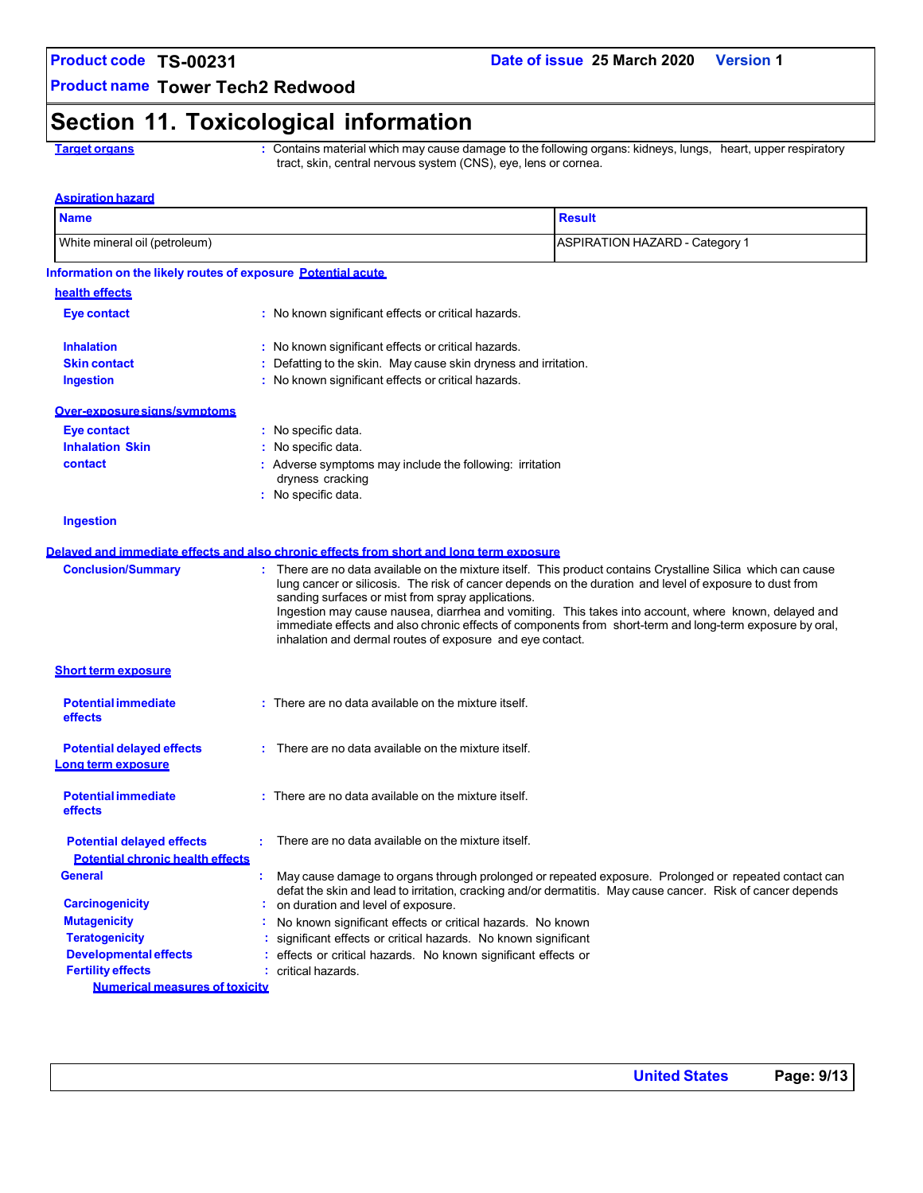Product code **TS-00231** Date of issue **25 March 2020** Version **1**

Product name **Tower Tech2 Redwood**

# Section 11. Toxicological information

**Target organs** : Contains material which may cause damage to the following organs: kidneys, lungs, heart, upper respiratory tract, skin, central nervous system (CNS), eye, lens or cornea.

**Aspiration hazard**

| Name | Result |
|---|---|
| White mineral oil (petroleum) | ASPIRATION HAZARD - Category 1 |

**Information on the likely routes of exposure** **Potential acute health effects**

**Eye contact** : No known significant effects or critical hazards.

**Inhalation** : No known significant effects or critical hazards.

**Skin contact** : Defatting to the skin. May cause skin dryness and irritation.

**Ingestion** : No known significant effects or critical hazards.

**Over-exposure signs/symptoms**

**Eye contact** : No specific data.

**Inhalation** : No specific data.

**Skin contact** : Adverse symptoms may include the following: irritation dryness cracking

**Ingestion** : No specific data.

**Delayed and immediate effects and also chronic effects from short and long term exposure**

**Conclusion/Summary** : There are no data available on the mixture itself. This product contains Crystalline Silica which can cause lung cancer or silicosis. The risk of cancer depends on the duration and level of exposure to dust from sanding surfaces or mist from spray applications.
Ingestion may cause nausea, diarrhea and vomiting. This takes into account, where known, delayed and immediate effects and also chronic effects of components from short-term and long-term exposure by oral, inhalation and dermal routes of exposure and eye contact.

**Short term exposure**

**Potential immediate effects** : There are no data available on the mixture itself.

**Potential delayed effects** : There are no data available on the mixture itself.

**Long term exposure**

**Potential immediate effects** : There are no data available on the mixture itself.

**Potential delayed effects** : There are no data available on the mixture itself.

**Potential chronic health effects**

**General** : May cause damage to organs through prolonged or repeated exposure. Prolonged or repeated contact can defat the skin and lead to irritation, cracking and/or dermatitis.

**Carcinogenicity** : May cause cancer. Risk of cancer depends on duration and level of exposure.

**Mutagenicity** : No known significant effects or critical hazards.

**Teratogenicity** : No known significant effects or critical hazards.

**Developmental effects** : No known significant effects or critical hazards.

**Fertility effects** : No known significant effects or critical hazards.

**Numerical measures of toxicity**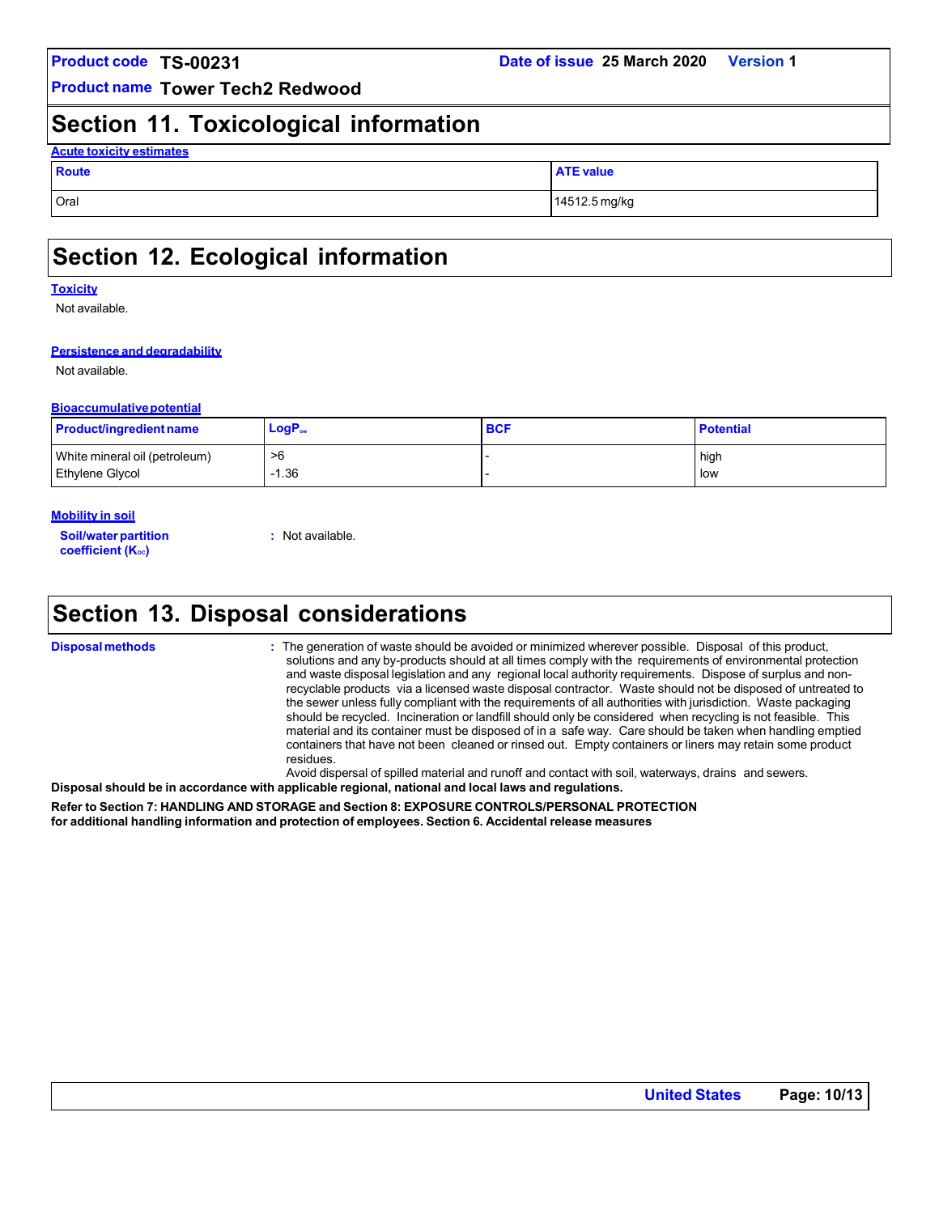## Section 11. Toxicological information

**Acute toxicity estimates**

| Route | ATE value |
|---|---|
| Oral | 14512.5 mg/kg |

## Section 12. Ecological information

**Toxicity**

Not available.

**Persistence and degradability**

Not available.

**Bioaccumulative potential**

| Product/ingredient name | $LogP_{ow}$ | BCF | Potential |
|---|---|---|---|
| White mineral oil (petroleum) | >6 | - | high |
| Ethylene Glycol | -1.36 | - | low |

**Mobility in soil**

**Soil/water partition coefficient ($K_{oc}$)** : Not available.

## Section 13. Disposal considerations

**Disposal methods** : The generation of waste should be avoided or minimized wherever possible. Disposal of this product, solutions and any by-products should at all times comply with the requirements of environmental protection and waste disposal legislation and any regional local authority requirements. Dispose of surplus and non-recyclable products via a licensed waste disposal contractor. Waste should not be disposed of untreated to the sewer unless fully compliant with the requirements of all authorities with jurisdiction. Waste packaging should be recycled. Incineration or landfill should only be considered when recycling is not feasible. This material and its container must be disposed of in a safe way. Care should be taken when handling emptied containers that have not been cleaned or rinsed out. Empty containers or liners may retain some product residues.
Avoid dispersal of spilled material and runoff and contact with soil, waterways, drains and sewers.

**Disposal should be in accordance with applicable regional, national and local laws and regulations.**

**Refer to Section 7: HANDLING AND STORAGE and Section 8: EXPOSURE CONTROLS/PERSONAL PROTECTION for additional handling information and protection of employees. Section 6. Accidental release measures**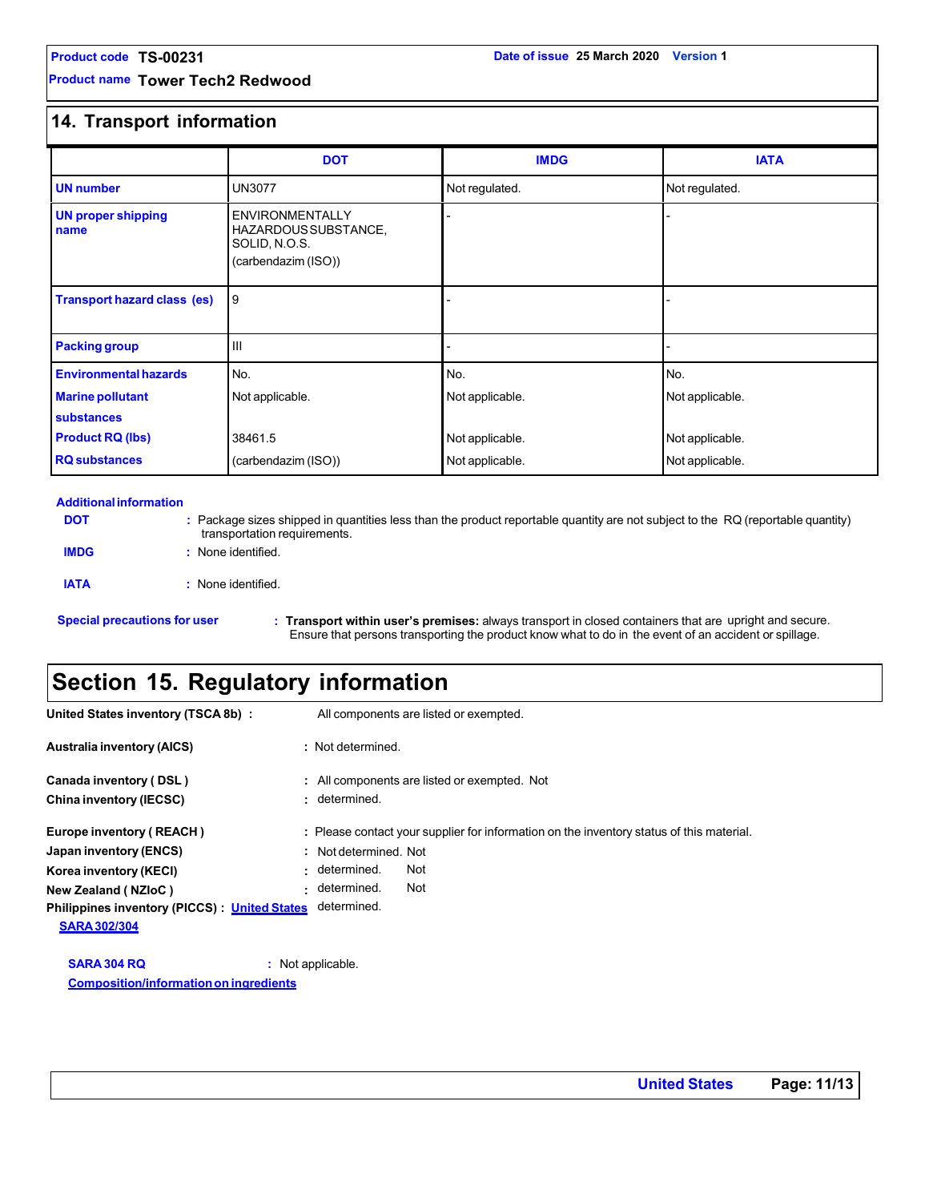## 14. Transport information

| | DOT | IMDG | IATA |
|---|---|---|---|
| **UN number** | UN3077 | Not regulated. | Not regulated. |
| **UN proper shipping name** | ENVIRONMENTALLY HAZARDOUS SUBSTANCE, SOLID, N.O.S. (carbendazim (ISO)) | - | - |
| **Transport hazard class (es)** | 9 | - | - |
| **Packing group** | III | - | - |
| **Environmental hazards** | No. | No. | No. |
| **Marine pollutant substances** | Not applicable. | Not applicable. | Not applicable. |
| **Product RQ (lbs)** | 38461.5 | Not applicable. | Not applicable. |
| **RQ substances** | (carbendazim (ISO)) | Not applicable. | Not applicable. |

**Additional information**

**DOT** : Package sizes shipped in quantities less than the product reportable quantity are not subject to the RQ (reportable quantity) transportation requirements.

**IMDG** : None identified.

**IATA** : None identified.

**Special precautions for user** : **Transport within user's premises:** always transport in closed containers that are upright and secure. Ensure that persons transporting the product know what to do in the event of an accident or spillage.

# Section 15. Regulatory information

**United States inventory (TSCA 8b)** : All components are listed or exempted.

**Australia inventory (AICS)** : Not determined.

**Canada inventory ( DSL )** : All components are listed or exempted.

**China inventory (IECSC)** : Not determined.

**Europe inventory ( REACH )** : Please contact your supplier for information on the inventory status of this material.

**Japan inventory (ENCS)** : Not determined.

**Korea inventory (KECI)** : Not determined.

**New Zealand ( NZIoC )** : Not determined.

**Philippines inventory (PICCS)** : Not determined.

**United States**

**SARA 302/304**

**SARA 304 RQ** : Not applicable.

**Composition/information on ingredients**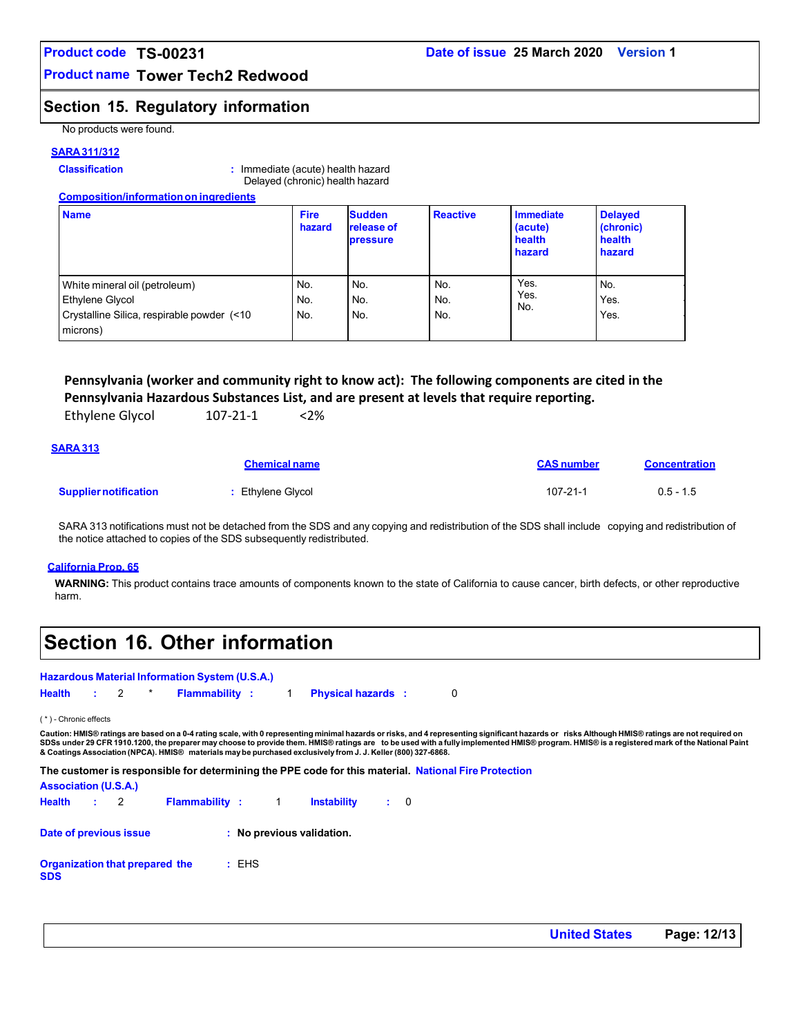## Section 15. Regulatory information

No products were found.

**SARA 311/312**

**Classification** : Immediate (acute) health hazard
Delayed (chronic) health hazard

**Composition/information on ingredients**

| Name | Fire hazard | Sudden release of pressure | Reactive | Immediate (acute) health hazard | Delayed (chronic) health hazard |
|---|---|---|---|---|---|
| White mineral oil (petroleum) | No. | No. | No. | Yes. | No. |
| Ethylene Glycol | No. | No. | No. | Yes. | Yes. |
| Crystalline Silica, respirable powder (<10 microns) | No. | No. | No. | No. | Yes. |

**Pennsylvania (worker and community right to know act): The following components are cited in the Pennsylvania Hazardous Substances List, and are present at levels that require reporting.**

Ethylene Glycol 107-21-1 <2%

**SARA 313**

| | Chemical name | CAS number | Concentration |
|---|---|---|---|
| **Supplier notification** | : Ethylene Glycol | 107-21-1 | 0.5 - 1.5 |

SARA 313 notifications must not be detached from the SDS and any copying and redistribution of the SDS shall include copying and redistribution of the notice attached to copies of the SDS subsequently redistributed.

**California Prop. 65**

**WARNING:** This product contains trace amounts of components known to the state of California to cause cancer, birth defects, or other reproductive harm.

## Section 16. Other information

**Hazardous Material Information System (U.S.A.)**

**Health** : 2 * **Flammability** : 1 **Physical hazards** : 0

( * ) - Chronic effects

**Caution: HMIS® ratings are based on a 0-4 rating scale, with 0 representing minimal hazards or risks, and 4 representing significant hazards or risks Although HMIS® ratings are not required on SDSs under 29 CFR 1910.1200, the preparer may choose to provide them. HMIS® ratings are to be used with a fully implemented HMIS® program. HMIS® is a registered mark of the National Paint & Coatings Association (NPCA). HMIS® materials may be purchased exclusively from J. J. Keller (800) 327-6868.**

**The customer is responsible for determining the PPE code for this material.**

**National Fire Protection Association (U.S.A.)**

**Health** : 2 **Flammability** : 1 **Instability** : 0

**Date of previous issue** : **No previous validation.**

**Organization that prepared the SDS** : EHS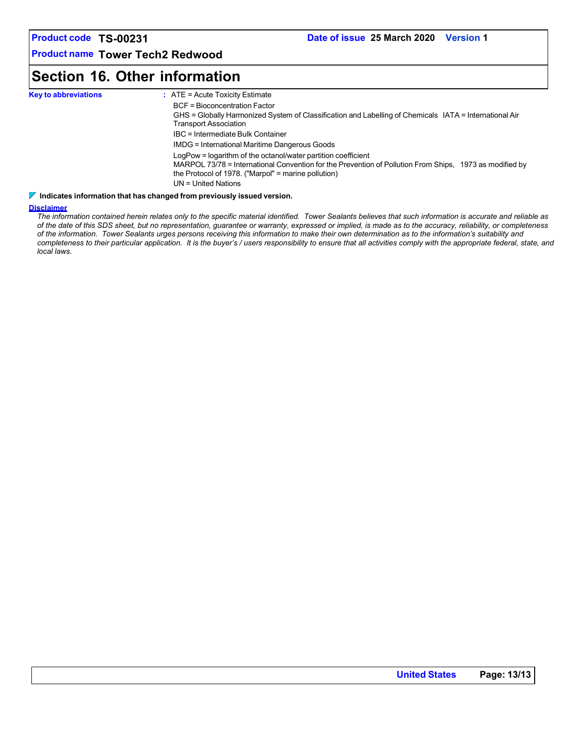## Section 16. Other information

**Key to abbreviations** : ATE = Acute Toxicity Estimate
BCF = Bioconcentration Factor
GHS = Globally Harmonized System of Classification and Labelling of Chemicals IATA = International Air Transport Association
IBC = Intermediate Bulk Container
IMDG = International Maritime Dangerous Goods
LogPow = logarithm of the octanol/water partition coefficient
MARPOL 73/78 = International Convention for the Prevention of Pollution From Ships, 1973 as modified by the Protocol of 1978. ("Marpol" = marine pollution)
UN = United Nations

**Indicates information that has changed from previously issued version.**

**Disclaimer**

*The information contained herein relates only to the specific material identified. Tower Sealants believes that such information is accurate and reliable as of the date of this SDS sheet, but no representation, guarantee or warranty, expressed or implied, is made as to the accuracy, reliability, or completeness of the information. Tower Sealants urges persons receiving this information to make their own determination as to the information's suitability and completeness to their particular application. It is the buyer's / users responsibility to ensure that all activities comply with the appropriate federal, state, and local laws.*